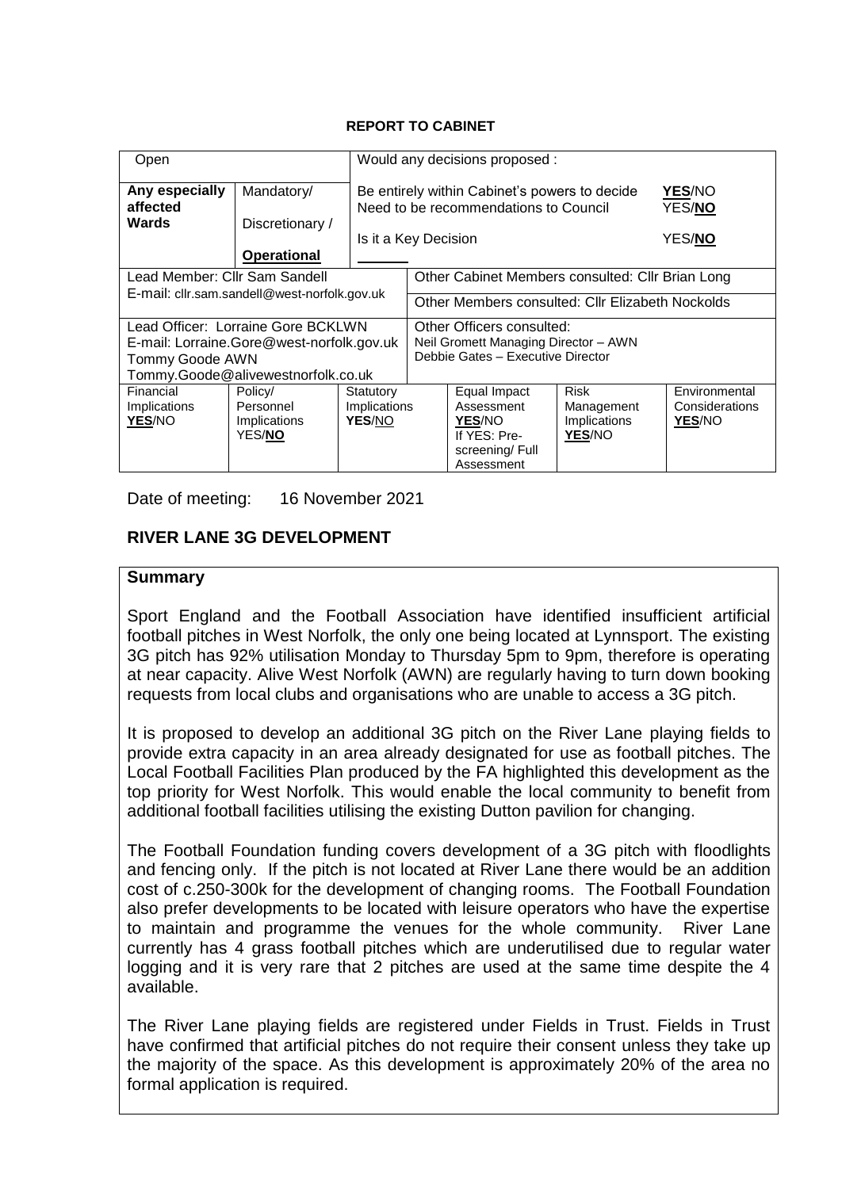**REPORT TO CABINET**

| Open | | Would any decisions proposed : | | | |
|---|---|---|---|---|---|
| **Any especially affected Wards** | Mandatory/ Discretionary / **Operational** | Be entirely within Cabinet's powers to decide<br>Need to be recommendations to Council<br><br>Is it a Key Decision | | | **YES**/NO<br>YES/**NO**<br><br>YES/**NO** |
| Lead Member: Cllr Sam Sandell<br>E-mail: cllr.sam.sandell@west-norfolk.gov.uk | | Other Cabinet Members consulted: Cllr Brian Long<br><br>Other Members consulted: Cllr Elizabeth Nockolds | | | |
| Lead Officer: Lorraine Gore BCKLWN<br>E-mail: Lorraine.Gore@west-norfolk.gov.uk<br>Tommy Goode AWN<br>Tommy.Goode@alivewestnorfolk.co.uk | | Other Officers consulted:<br>Neil Gromett Managing Director – AWN<br>Debbie Gates – Executive Director | | | |
| Financial Implications **YES**/NO | Policy/ Personnel Implications YES/**NO** | Statutory Implications **YES**/NO | Equal Impact Assessment **YES**/NO If YES: Pre-screening/ Full Assessment | Risk Management Implications **YES**/NO | Environmental Considerations **YES**/NO |

Date of meeting: 16 November 2021

## RIVER LANE 3G DEVELOPMENT

### Summary

Sport England and the Football Association have identified insufficient artificial football pitches in West Norfolk, the only one being located at Lynnsport. The existing 3G pitch has 92% utilisation Monday to Thursday 5pm to 9pm, therefore is operating at near capacity. Alive West Norfolk (AWN) are regularly having to turn down booking requests from local clubs and organisations who are unable to access a 3G pitch.

It is proposed to develop an additional 3G pitch on the River Lane playing fields to provide extra capacity in an area already designated for use as football pitches. The Local Football Facilities Plan produced by the FA highlighted this development as the top priority for West Norfolk. This would enable the local community to benefit from additional football facilities utilising the existing Dutton pavilion for changing.

The Football Foundation funding covers development of a 3G pitch with floodlights and fencing only. If the pitch is not located at River Lane there would be an addition cost of c.250-300k for the development of changing rooms. The Football Foundation also prefer developments to be located with leisure operators who have the expertise to maintain and programme the venues for the whole community. River Lane currently has 4 grass football pitches which are underutilised due to regular water logging and it is very rare that 2 pitches are used at the same time despite the 4 available.

The River Lane playing fields are registered under Fields in Trust. Fields in Trust have confirmed that artificial pitches do not require their consent unless they take up the majority of the space. As this development is approximately 20% of the area no formal application is required.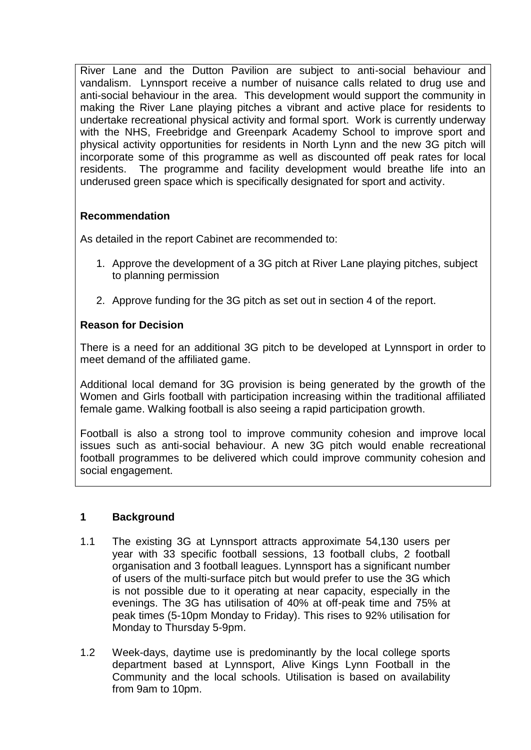River Lane and the Dutton Pavilion are subject to anti-social behaviour and vandalism. Lynnsport receive a number of nuisance calls related to drug use and anti-social behaviour in the area. This development would support the community in making the River Lane playing pitches a vibrant and active place for residents to undertake recreational physical activity and formal sport. Work is currently underway with the NHS, Freebridge and Greenpark Academy School to improve sport and physical activity opportunities for residents in North Lynn and the new 3G pitch will incorporate some of this programme as well as discounted off peak rates for local residents. The programme and facility development would breathe life into an underused green space which is specifically designated for sport and activity.

**Recommendation**

As detailed in the report Cabinet are recommended to:

1. Approve the development of a 3G pitch at River Lane playing pitches, subject to planning permission
2. Approve funding for the 3G pitch as set out in section 4 of the report.

**Reason for Decision**

There is a need for an additional 3G pitch to be developed at Lynnsport in order to meet demand of the affiliated game.

Additional local demand for 3G provision is being generated by the growth of the Women and Girls football with participation increasing within the traditional affiliated female game. Walking football is also seeing a rapid participation growth.

Football is also a strong tool to improve community cohesion and improve local issues such as anti-social behaviour. A new 3G pitch would enable recreational football programmes to be delivered which could improve community cohesion and social engagement.

## 1 Background

1.1 The existing 3G at Lynnsport attracts approximate 54,130 users per year with 33 specific football sessions, 13 football clubs, 2 football organisation and 3 football leagues. Lynnsport has a significant number of users of the multi-surface pitch but would prefer to use the 3G which is not possible due to it operating at near capacity, especially in the evenings. The 3G has utilisation of 40% at off-peak time and 75% at peak times (5-10pm Monday to Friday). This rises to 92% utilisation for Monday to Thursday 5-9pm.

1.2 Week-days, daytime use is predominantly by the local college sports department based at Lynnsport, Alive Kings Lynn Football in the Community and the local schools. Utilisation is based on availability from 9am to 10pm.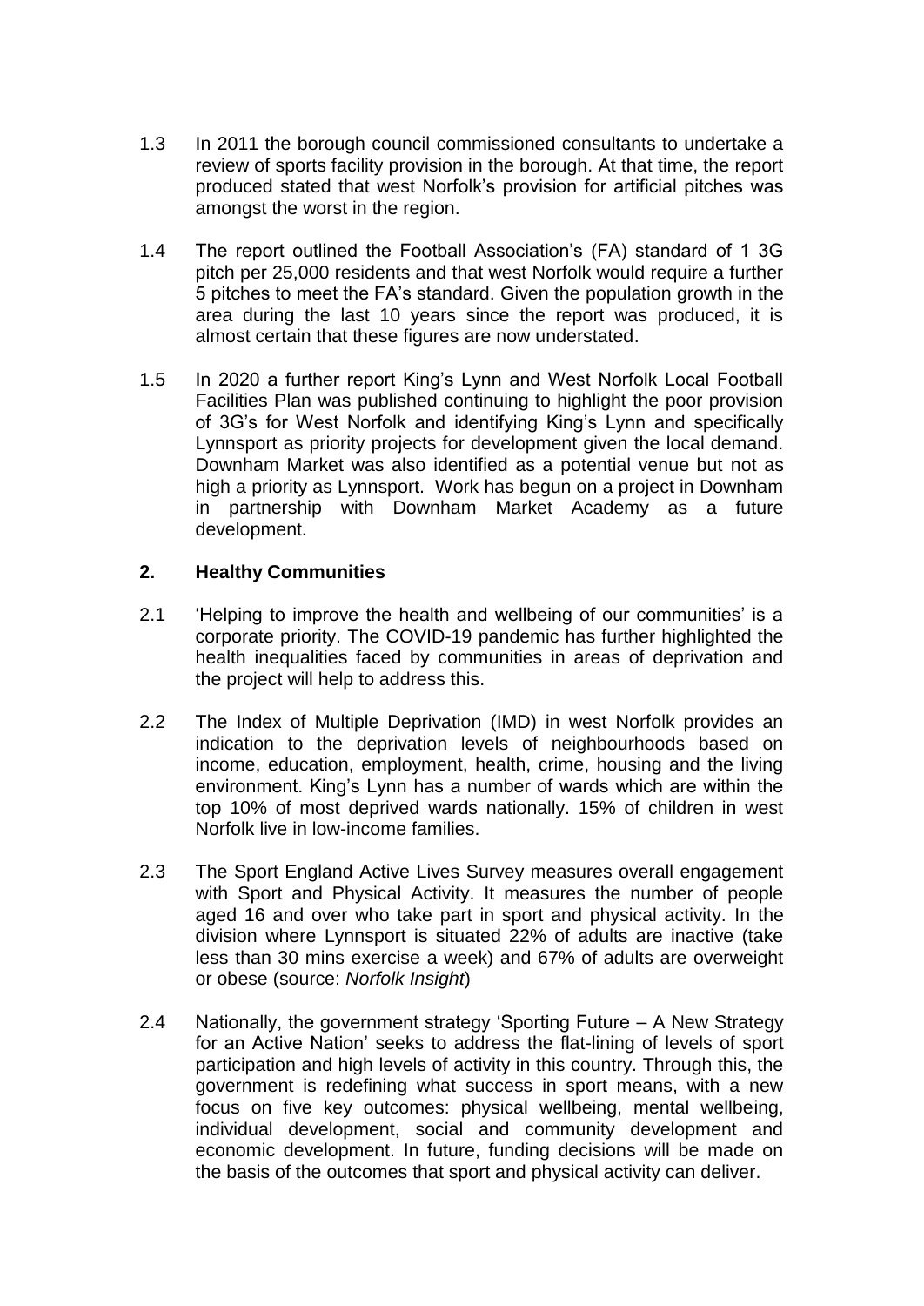1.3 In 2011 the borough council commissioned consultants to undertake a review of sports facility provision in the borough. At that time, the report produced stated that west Norfolk's provision for artificial pitches was amongst the worst in the region.

1.4 The report outlined the Football Association's (FA) standard of 1 3G pitch per 25,000 residents and that west Norfolk would require a further 5 pitches to meet the FA's standard. Given the population growth in the area during the last 10 years since the report was produced, it is almost certain that these figures are now understated.

1.5 In 2020 a further report King's Lynn and West Norfolk Local Football Facilities Plan was published continuing to highlight the poor provision of 3G's for West Norfolk and identifying King's Lynn and specifically Lynnsport as priority projects for development given the local demand. Downham Market was also identified as a potential venue but not as high a priority as Lynnsport. Work has begun on a project in Downham in partnership with Downham Market Academy as a future development.

## 2. Healthy Communities

2.1 'Helping to improve the health and wellbeing of our communities' is a corporate priority. The COVID-19 pandemic has further highlighted the health inequalities faced by communities in areas of deprivation and the project will help to address this.

2.2 The Index of Multiple Deprivation (IMD) in west Norfolk provides an indication to the deprivation levels of neighbourhoods based on income, education, employment, health, crime, housing and the living environment. King's Lynn has a number of wards which are within the top 10% of most deprived wards nationally. 15% of children in west Norfolk live in low-income families.

2.3 The Sport England Active Lives Survey measures overall engagement with Sport and Physical Activity. It measures the number of people aged 16 and over who take part in sport and physical activity. In the division where Lynnsport is situated 22% of adults are inactive (take less than 30 mins exercise a week) and 67% of adults are overweight or obese (source: *Norfolk Insight*)

2.4 Nationally, the government strategy 'Sporting Future – A New Strategy for an Active Nation' seeks to address the flat-lining of levels of sport participation and high levels of activity in this country. Through this, the government is redefining what success in sport means, with a new focus on five key outcomes: physical wellbeing, mental wellbeing, individual development, social and community development and economic development. In future, funding decisions will be made on the basis of the outcomes that sport and physical activity can deliver.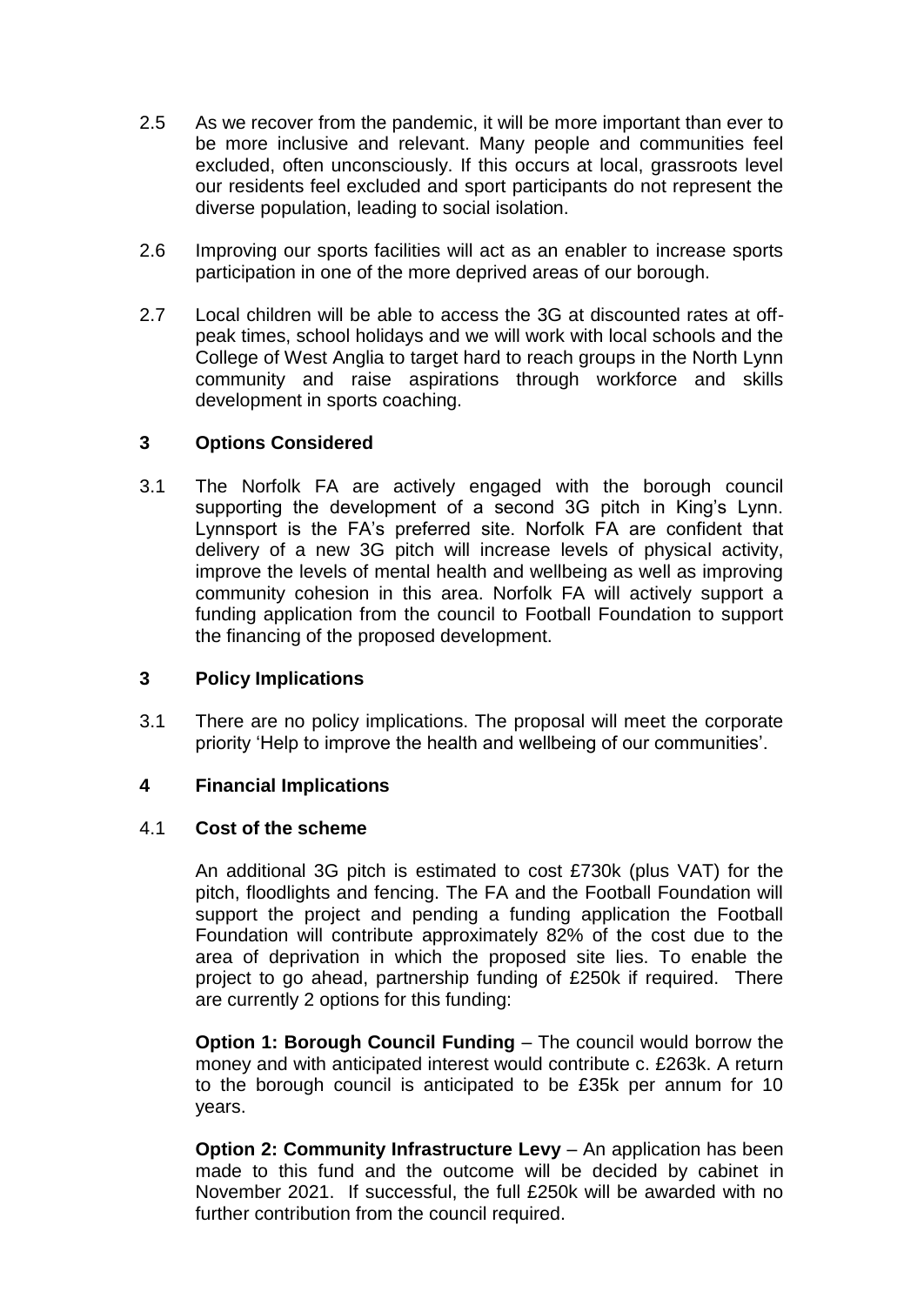2.5 As we recover from the pandemic, it will be more important than ever to be more inclusive and relevant. Many people and communities feel excluded, often unconsciously. If this occurs at local, grassroots level our residents feel excluded and sport participants do not represent the diverse population, leading to social isolation.

2.6 Improving our sports facilities will act as an enabler to increase sports participation in one of the more deprived areas of our borough.

2.7 Local children will be able to access the 3G at discounted rates at off-peak times, school holidays and we will work with local schools and the College of West Anglia to target hard to reach groups in the North Lynn community and raise aspirations through workforce and skills development in sports coaching.

## 3 Options Considered

3.1 The Norfolk FA are actively engaged with the borough council supporting the development of a second 3G pitch in King's Lynn. Lynnsport is the FA's preferred site. Norfolk FA are confident that delivery of a new 3G pitch will increase levels of physical activity, improve the levels of mental health and wellbeing as well as improving community cohesion in this area. Norfolk FA will actively support a funding application from the council to Football Foundation to support the financing of the proposed development.

## 3 Policy Implications

3.1 There are no policy implications. The proposal will meet the corporate priority 'Help to improve the health and wellbeing of our communities'.

## 4 Financial Implications

### 4.1 Cost of the scheme

An additional 3G pitch is estimated to cost £730k (plus VAT) for the pitch, floodlights and fencing. The FA and the Football Foundation will support the project and pending a funding application the Football Foundation will contribute approximately 82% of the cost due to the area of deprivation in which the proposed site lies. To enable the project to go ahead, partnership funding of £250k if required. There are currently 2 options for this funding:

**Option 1: Borough Council Funding** – The council would borrow the money and with anticipated interest would contribute c. £263k. A return to the borough council is anticipated to be £35k per annum for 10 years.

**Option 2: Community Infrastructure Levy** – An application has been made to this fund and the outcome will be decided by cabinet in November 2021. If successful, the full £250k will be awarded with no further contribution from the council required.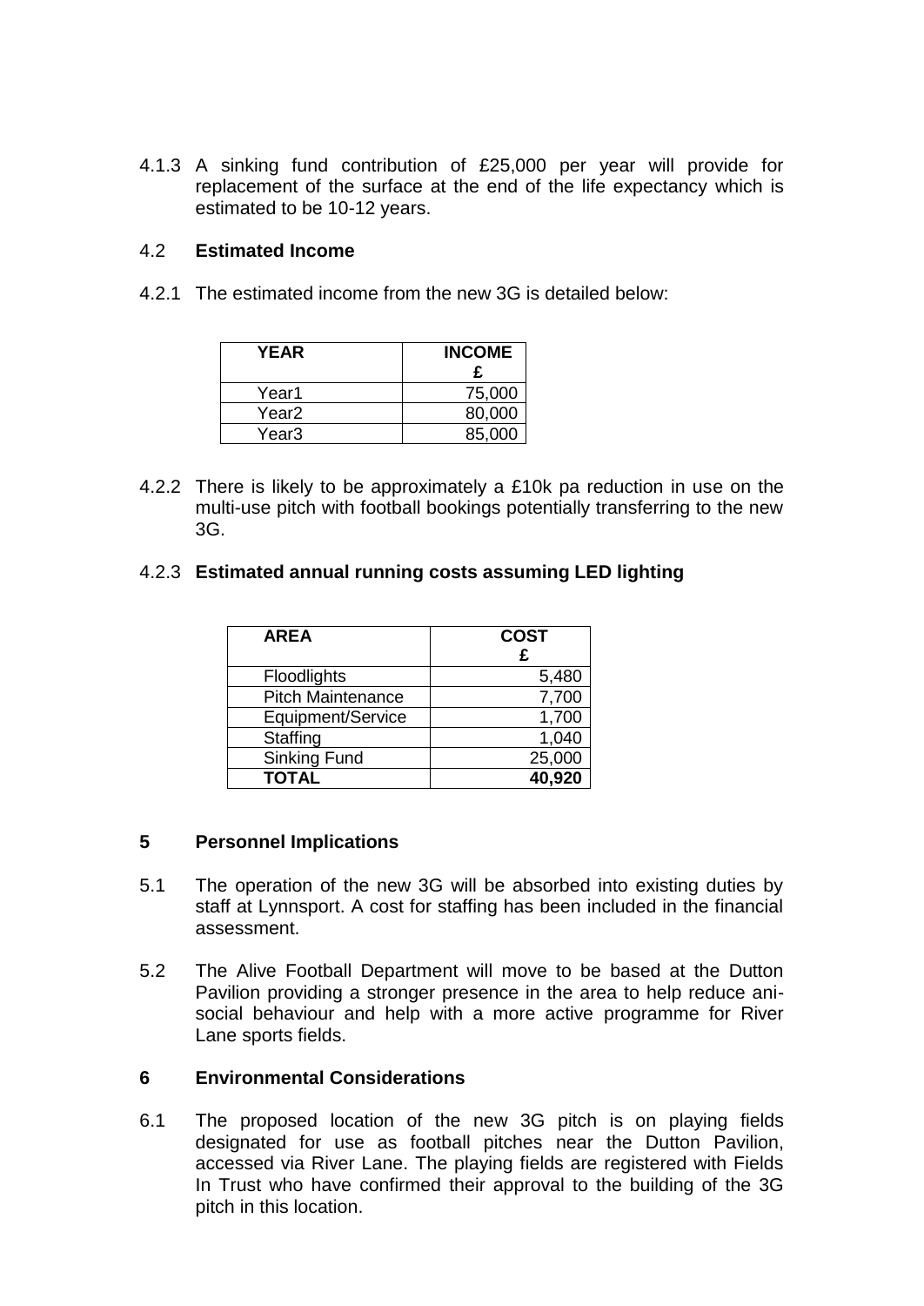4.1.3 A sinking fund contribution of £25,000 per year will provide for replacement of the surface at the end of the life expectancy which is estimated to be 10-12 years.

4.2 **Estimated Income**

4.2.1 The estimated income from the new 3G is detailed below:

| YEAR | INCOME £ |
|---|---|
| Year1 | 75,000 |
| Year2 | 80,000 |
| Year3 | 85,000 |

4.2.2 There is likely to be approximately a £10k pa reduction in use on the multi-use pitch with football bookings potentially transferring to the new 3G.

4.2.3 **Estimated annual running costs assuming LED lighting**

| AREA | COST £ |
|---|---|
| Floodlights | 5,480 |
| Pitch Maintenance | 7,700 |
| Equipment/Service | 1,700 |
| Staffing | 1,040 |
| Sinking Fund | 25,000 |
| **TOTAL** | **40,920** |

## 5 Personnel Implications

5.1 The operation of the new 3G will be absorbed into existing duties by staff at Lynnsport. A cost for staffing has been included in the financial assessment.

5.2 The Alive Football Department will move to be based at the Dutton Pavilion providing a stronger presence in the area to help reduce ani-social behaviour and help with a more active programme for River Lane sports fields.

## 6 Environmental Considerations

6.1 The proposed location of the new 3G pitch is on playing fields designated for use as football pitches near the Dutton Pavilion, accessed via River Lane. The playing fields are registered with Fields In Trust who have confirmed their approval to the building of the 3G pitch in this location.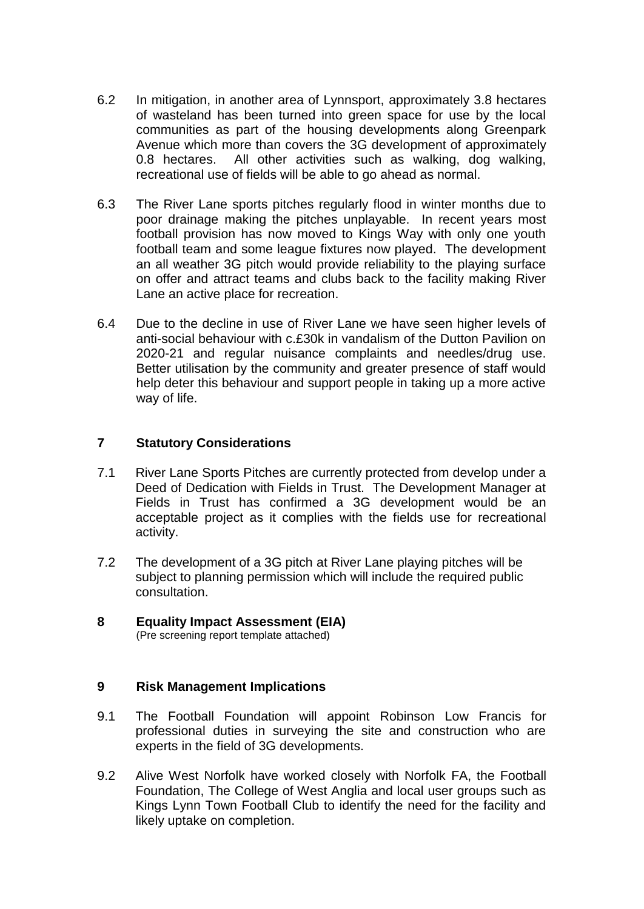6.2 In mitigation, in another area of Lynnsport, approximately 3.8 hectares of wasteland has been turned into green space for use by the local communities as part of the housing developments along Greenpark Avenue which more than covers the 3G development of approximately 0.8 hectares. All other activities such as walking, dog walking, recreational use of fields will be able to go ahead as normal.

6.3 The River Lane sports pitches regularly flood in winter months due to poor drainage making the pitches unplayable. In recent years most football provision has now moved to Kings Way with only one youth football team and some league fixtures now played. The development an all weather 3G pitch would provide reliability to the playing surface on offer and attract teams and clubs back to the facility making River Lane an active place for recreation.

6.4 Due to the decline in use of River Lane we have seen higher levels of anti-social behaviour with c.£30k in vandalism of the Dutton Pavilion on 2020-21 and regular nuisance complaints and needles/drug use. Better utilisation by the community and greater presence of staff would help deter this behaviour and support people in taking up a more active way of life.

## 7 Statutory Considerations

7.1 River Lane Sports Pitches are currently protected from develop under a Deed of Dedication with Fields in Trust. The Development Manager at Fields in Trust has confirmed a 3G development would be an acceptable project as it complies with the fields use for recreational activity.

7.2 The development of a 3G pitch at River Lane playing pitches will be subject to planning permission which will include the required public consultation.

## 8 Equality Impact Assessment (EIA)

(Pre screening report template attached)

## 9 Risk Management Implications

9.1 The Football Foundation will appoint Robinson Low Francis for professional duties in surveying the site and construction who are experts in the field of 3G developments.

9.2 Alive West Norfolk have worked closely with Norfolk FA, the Football Foundation, The College of West Anglia and local user groups such as Kings Lynn Town Football Club to identify the need for the facility and likely uptake on completion.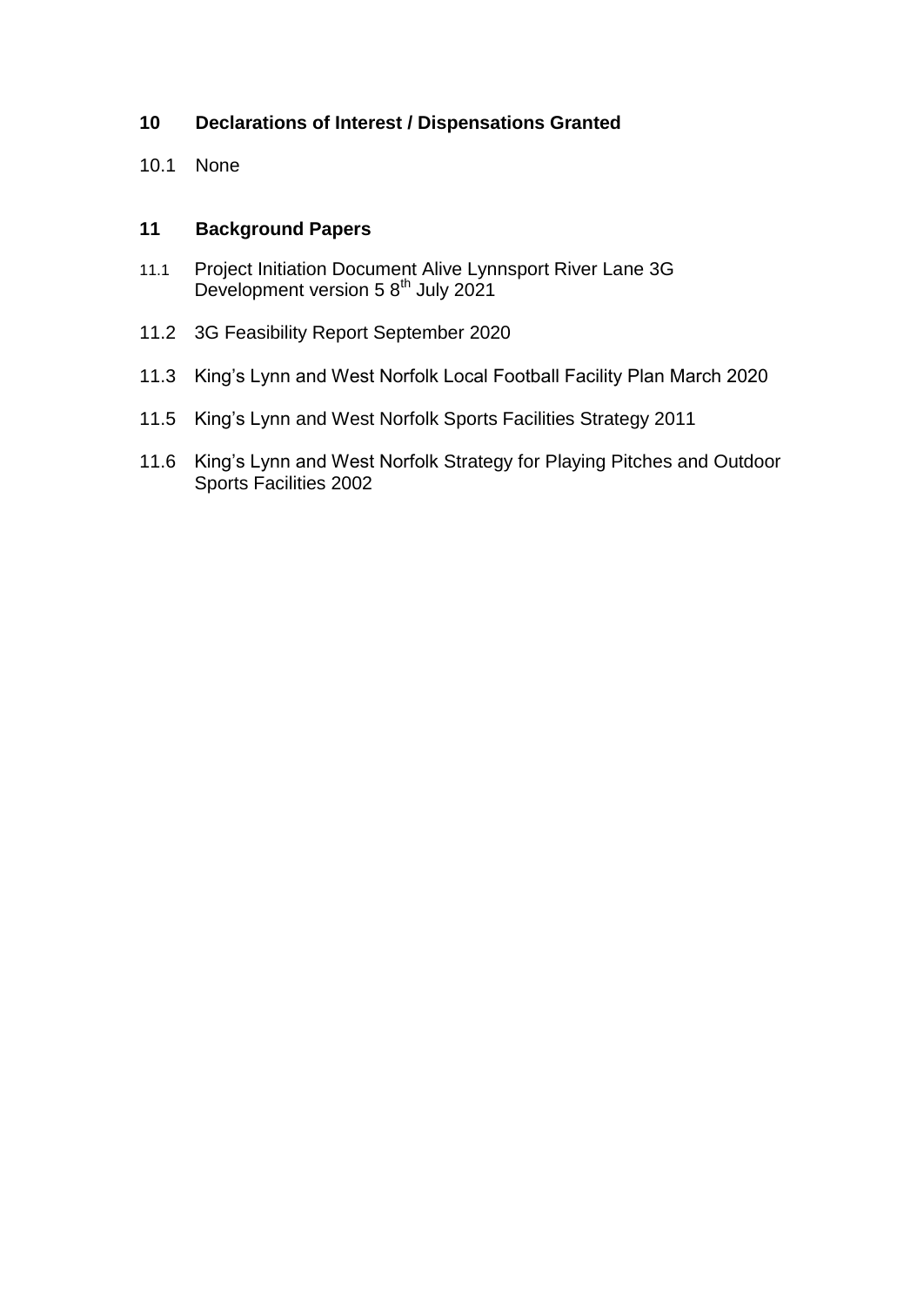## 10 Declarations of Interest / Dispensations Granted

10.1 None

## 11 Background Papers

11.1 Project Initiation Document Alive Lynnsport River Lane 3G Development version 5 8th July 2021

11.2 3G Feasibility Report September 2020

11.3 King's Lynn and West Norfolk Local Football Facility Plan March 2020

11.5 King's Lynn and West Norfolk Sports Facilities Strategy 2011

11.6 King's Lynn and West Norfolk Strategy for Playing Pitches and Outdoor Sports Facilities 2002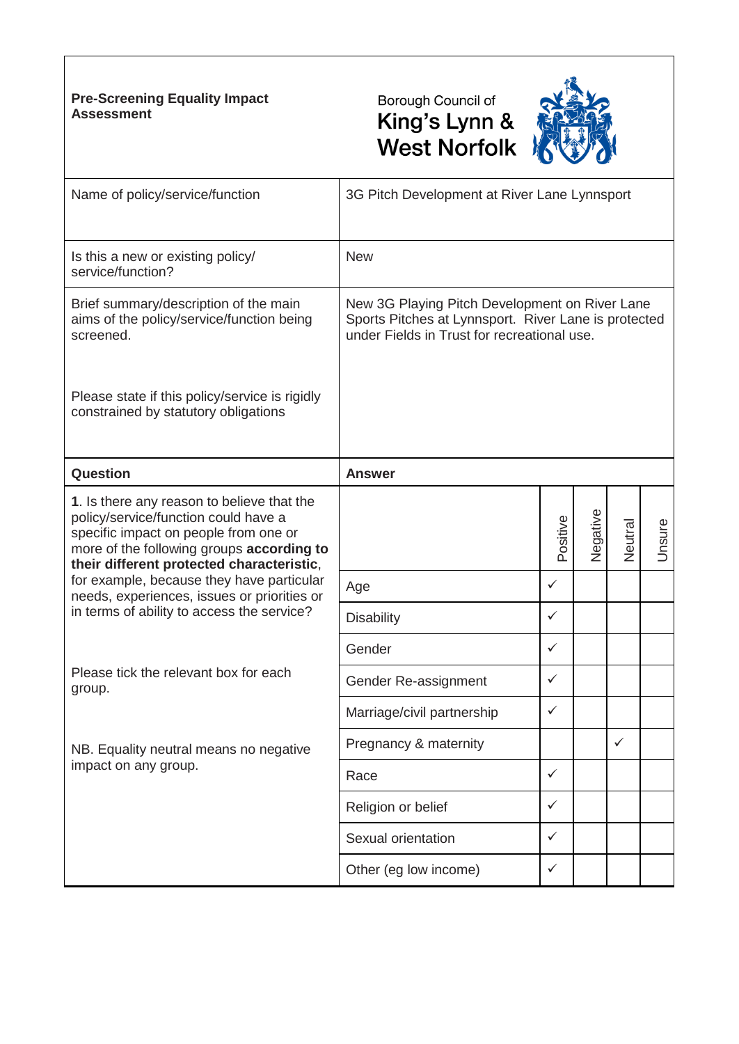**Pre-Screening Equality Impact Assessment**

Borough Council of
King's Lynn & West Norfolk

| | |
|---|---|
| Name of policy/service/function | 3G Pitch Development at River Lane Lynnsport |
| Is this a new or existing policy/ service/function? | New |
| Brief summary/description of the main aims of the policy/service/function being screened.<br><br>Please state if this policy/service is rigidly constrained by statutory obligations | New 3G Playing Pitch Development on River Lane Sports Pitches at Lynnsport. River Lane is protected under Fields in Trust for recreational use. |

| Question | Answer | Positive | Negative | Neutral | Unsure |
|---|---|---|---|---|---|
| 1. Is there any reason to believe that the policy/service/function could have a specific impact on people from one or more of the following groups **according to their different protected characteristic**, for example, because they have particular needs, experiences, issues or priorities or in terms of ability to access the service?<br><br>Please tick the relevant box for each group.<br><br>NB. Equality neutral means no negative impact on any group. | Age | ✓ | | | |
| | Disability | ✓ | | | |
| | Gender | ✓ | | | |
| | Gender Re-assignment | ✓ | | | |
| | Marriage/civil partnership | ✓ | | | |
| | Pregnancy & maternity | | | ✓ | |
| | Race | ✓ | | | |
| | Religion or belief | ✓ | | | |
| | Sexual orientation | ✓ | | | |
| | Other (eg low income) | ✓ | | | |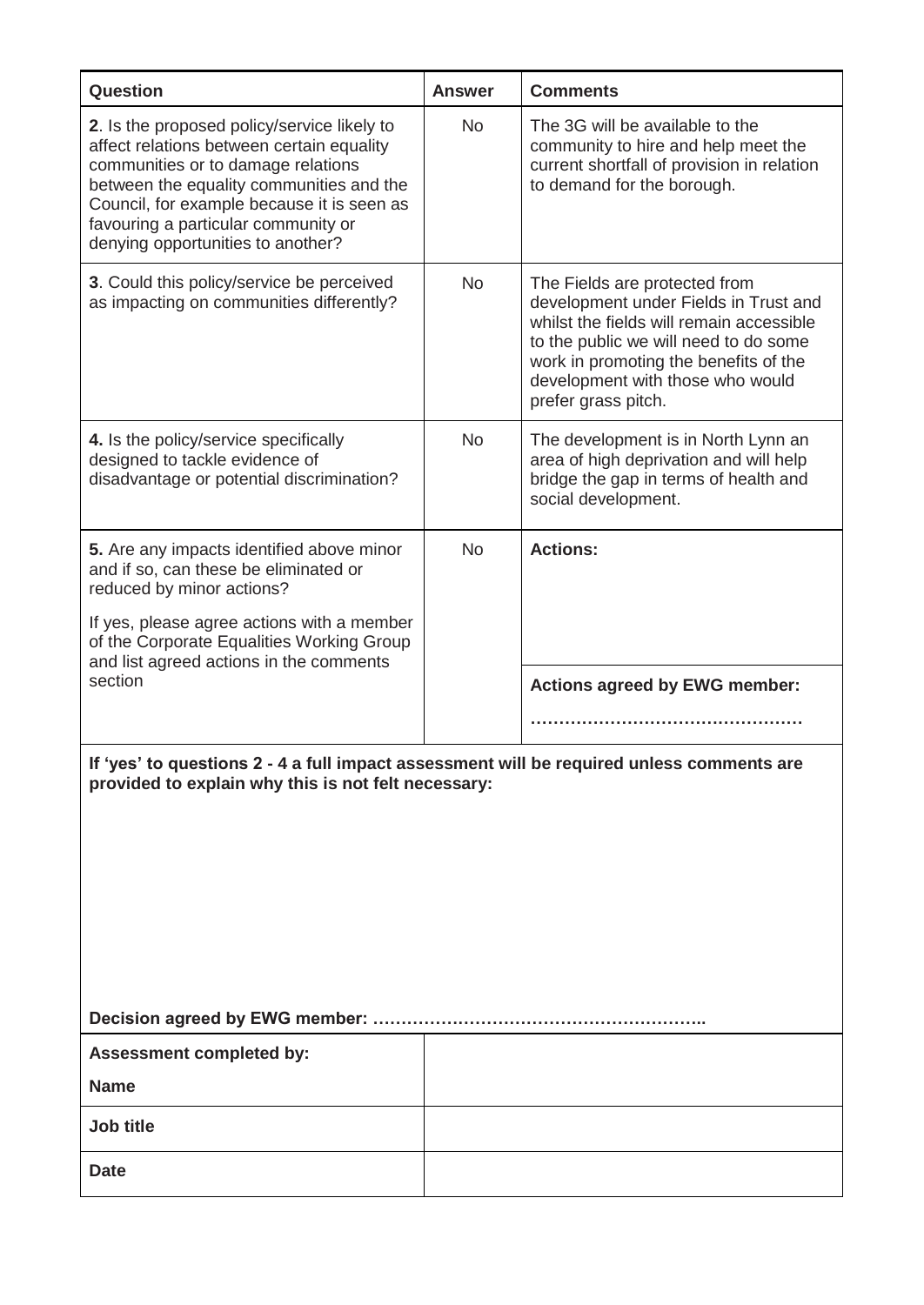| Question | Answer | Comments |
| --- | --- | --- |
| **2**. Is the proposed policy/service likely to affect relations between certain equality communities or to damage relations between the equality communities and the Council, for example because it is seen as favouring a particular community or denying opportunities to another? | No | The 3G will be available to the community to hire and help meet the current shortfall of provision in relation to demand for the borough. |
| **3**. Could this policy/service be perceived as impacting on communities differently? | No | The Fields are protected from development under Fields in Trust and whilst the fields will remain accessible to the public we will need to do some work in promoting the benefits of the development with those who would prefer grass pitch. |
| **4.** Is the policy/service specifically designed to tackle evidence of disadvantage or potential discrimination? | No | The development is in North Lynn an area of high deprivation and will help bridge the gap in terms of health and social development. |
| **5.** Are any impacts identified above minor and if so, can these be eliminated or reduced by minor actions?<br><br>If yes, please agree actions with a member of the Corporate Equalities Working Group and list agreed actions in the comments section | No | **Actions:**<br><br>**Actions agreed by EWG member:**<br><br>………………………………………… |

**If 'yes' to questions 2 - 4 a full impact assessment will be required unless comments are provided to explain why this is not felt necessary:**

**Decision agreed by EWG member: …………………………………………………..**

| | |
| --- | --- |
| **Assessment completed by:**<br><br>**Name** | |
| **Job title** | |
| **Date** | |